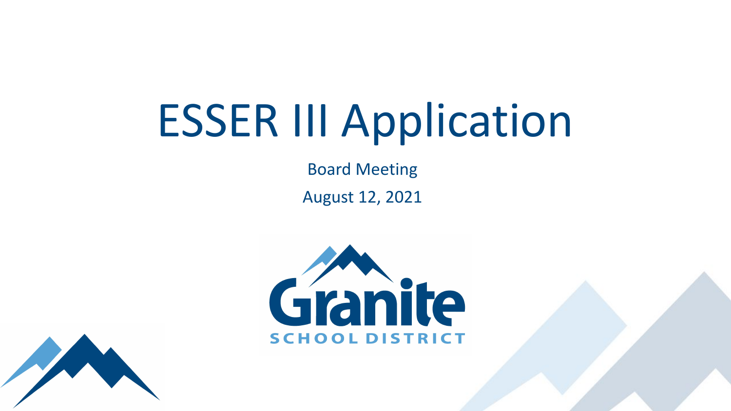# ESSER III Application

Board Meeting

August 12, 2021

Granite

SCHOOL DISTRICT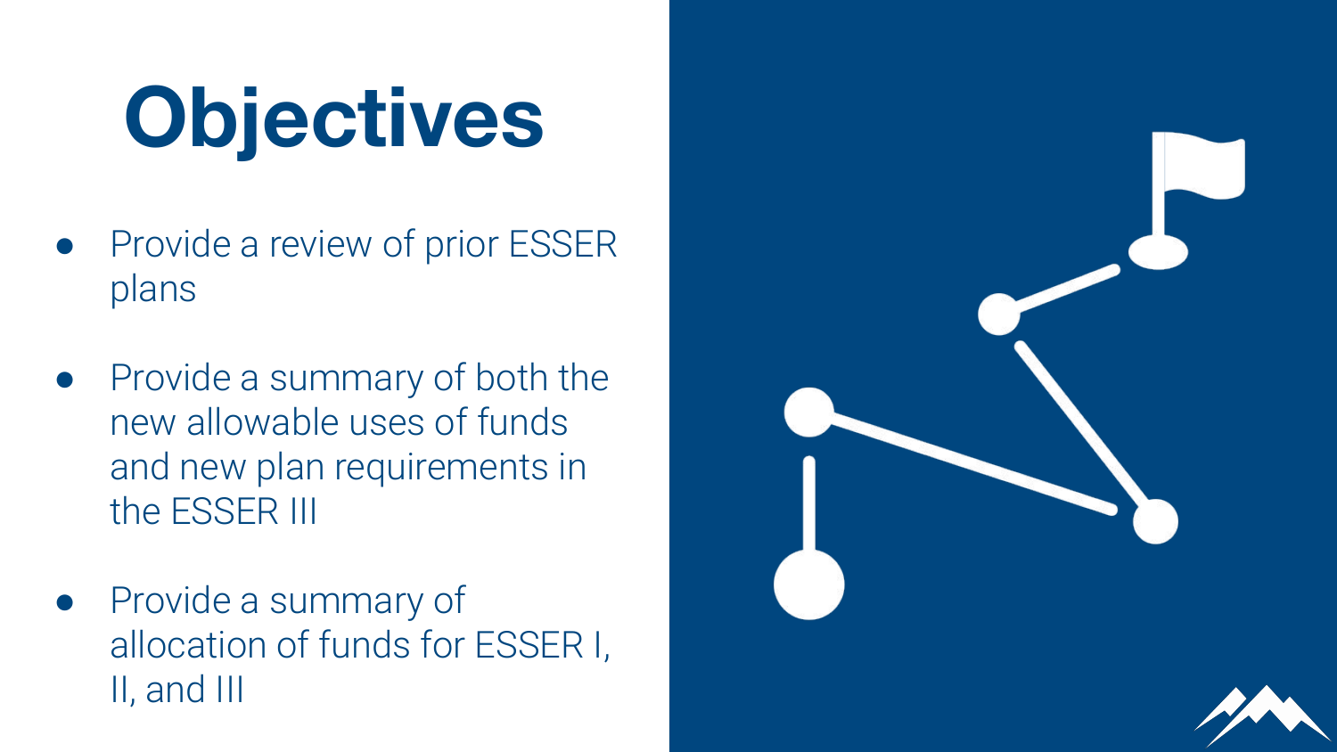# Objectives

- Provide a review of prior ESSER plans
- Provide a summary of both the new allowable uses of funds and new plan requirements in the ESSER III
- Provide a summary of allocation of funds for ESSER I, II, and III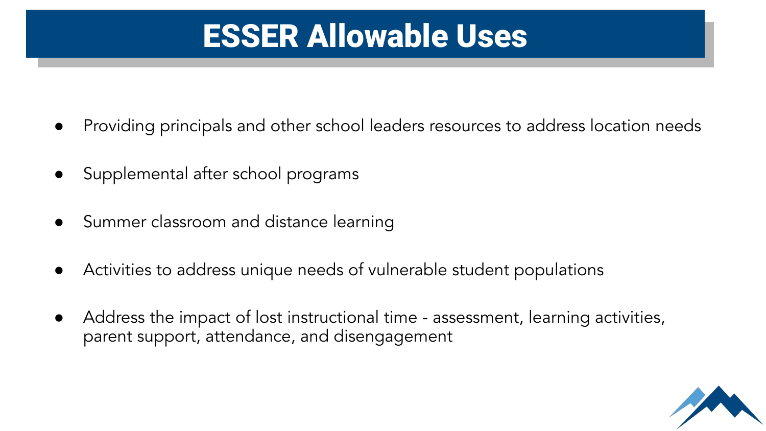# ESSER Allowable Uses

- Providing principals and other school leaders resources to address location needs
- Supplemental after school programs
- Summer classroom and distance learning
- Activities to address unique needs of vulnerable student populations
- Address the impact of lost instructional time - assessment, learning activities, parent support, attendance, and disengagement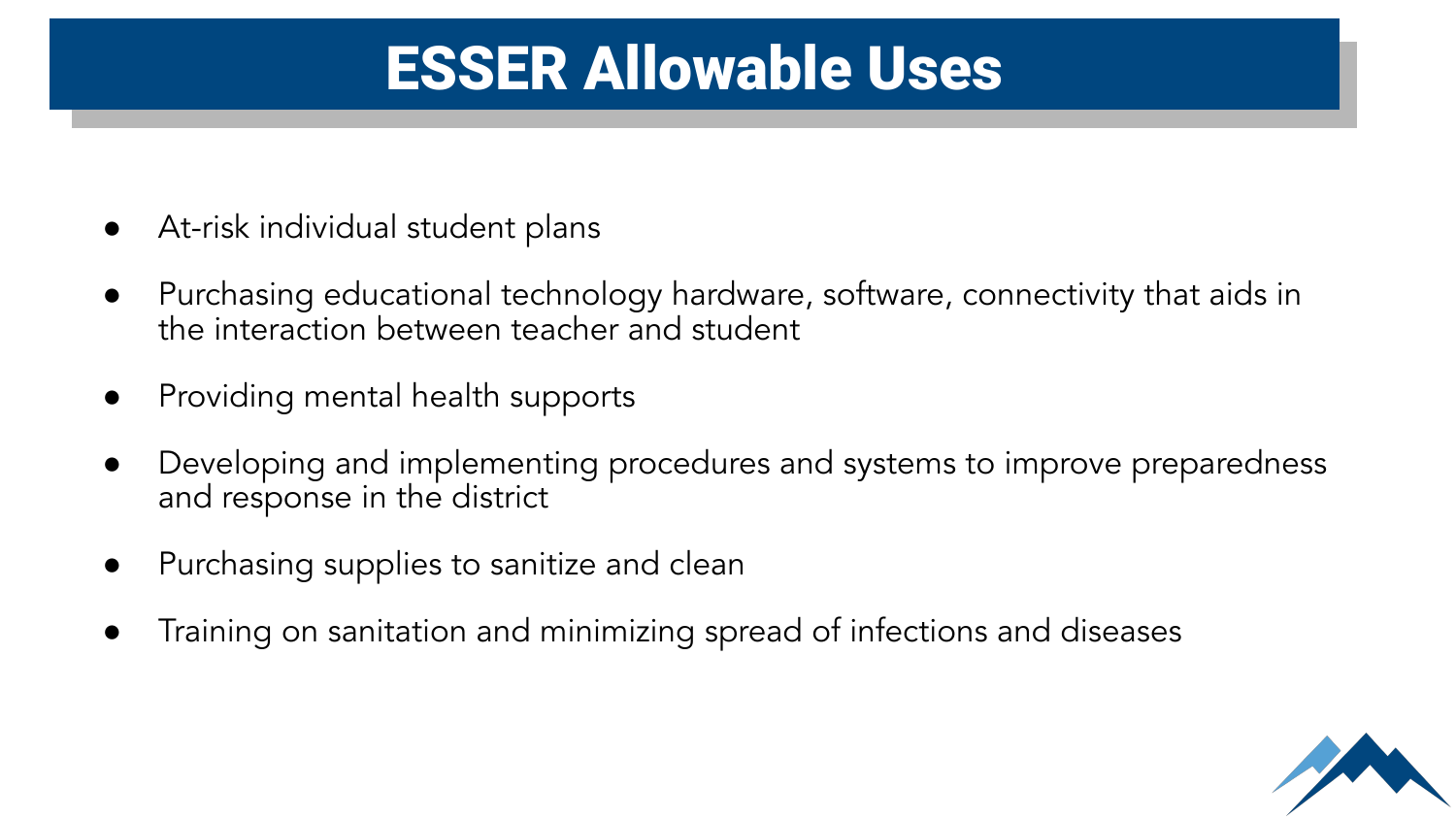# ESSER Allowable Uses

- At-risk individual student plans
- Purchasing educational technology hardware, software, connectivity that aids in the interaction between teacher and student
- Providing mental health supports
- Developing and implementing procedures and systems to improve preparedness and response in the district
- Purchasing supplies to sanitize and clean
- Training on sanitation and minimizing spread of infections and diseases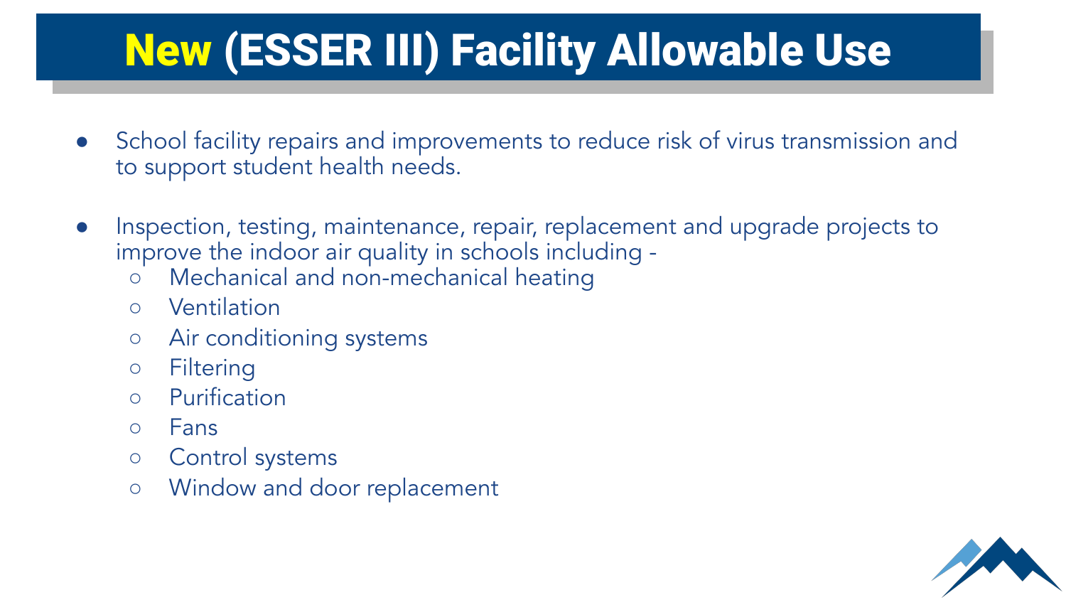# New (ESSER III) Facility Allowable Use

- School facility repairs and improvements to reduce risk of virus transmission and to support student health needs.

- Inspection, testing, maintenance, repair, replacement and upgrade projects to improve the indoor air quality in schools including -
  - Mechanical and non-mechanical heating
  - Ventilation
  - Air conditioning systems
  - Filtering
  - Purification
  - Fans
  - Control systems
  - Window and door replacement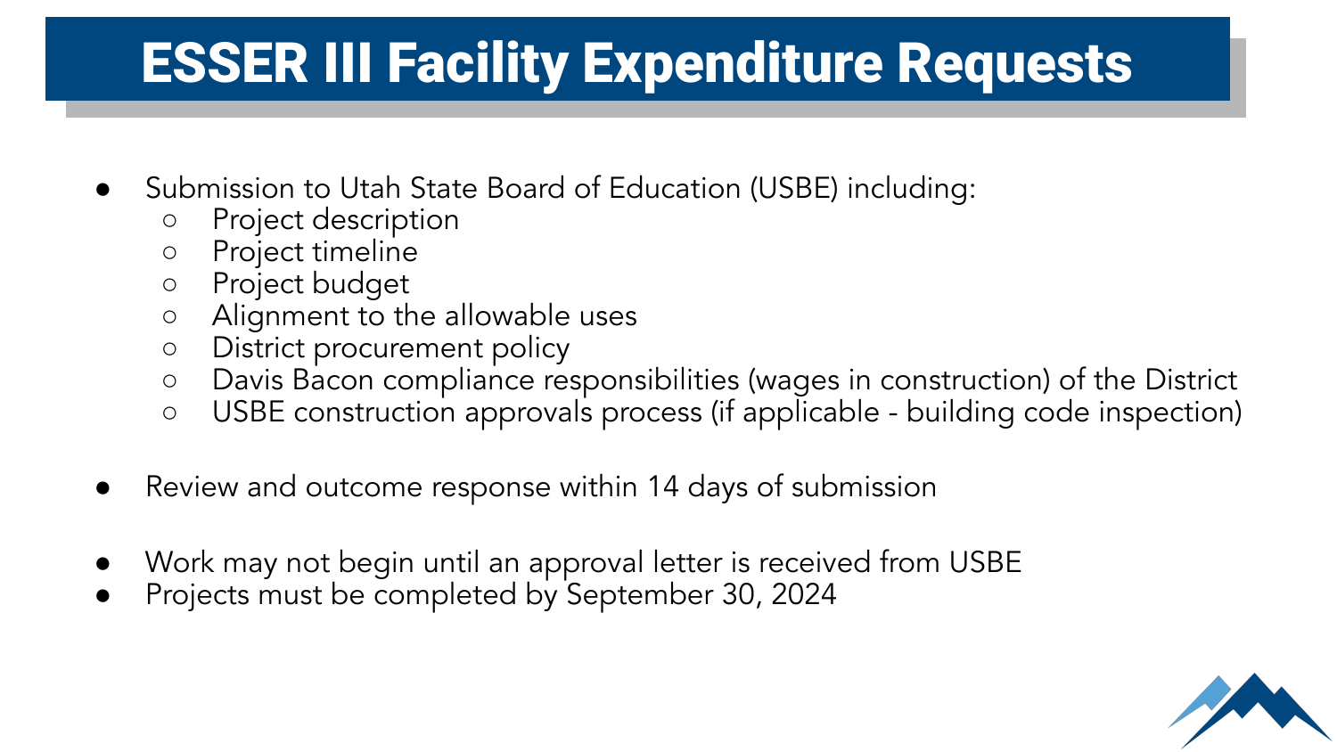# ESSER III Facility Expenditure Requests

- Submission to Utah State Board of Education (USBE) including:
  - Project description
  - Project timeline
  - Project budget
  - Alignment to the allowable uses
  - District procurement policy
  - Davis Bacon compliance responsibilities (wages in construction) of the District
  - USBE construction approvals process (if applicable - building code inspection)

- Review and outcome response within 14 days of submission

- Work may not begin until an approval letter is received from USBE
- Projects must be completed by September 30, 2024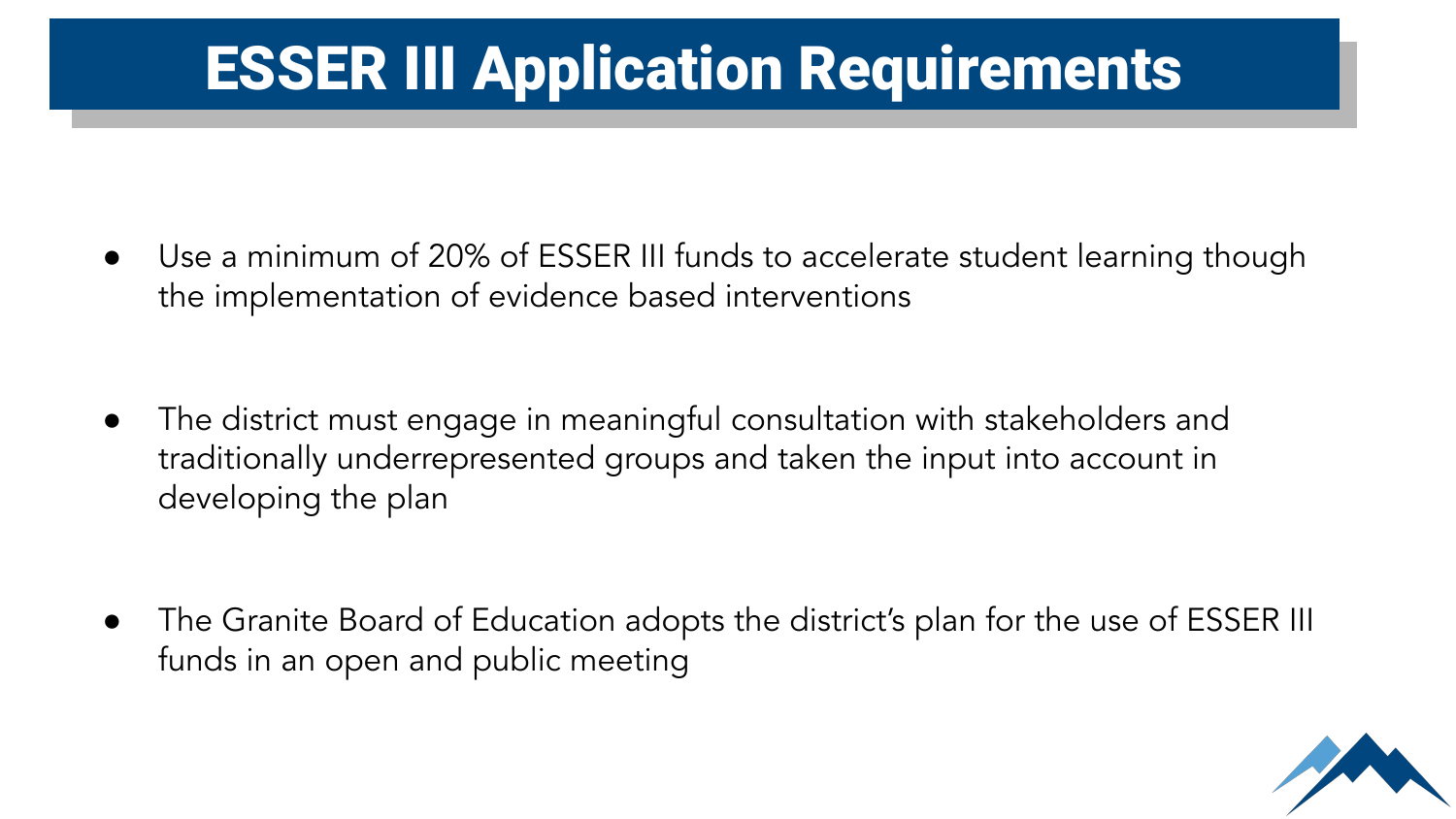# ESSER III Application Requirements

- Use a minimum of 20% of ESSER III funds to accelerate student learning though the implementation of evidence based interventions

- The district must engage in meaningful consultation with stakeholders and traditionally underrepresented groups and taken the input into account in developing the plan

- The Granite Board of Education adopts the district's plan for the use of ESSER III funds in an open and public meeting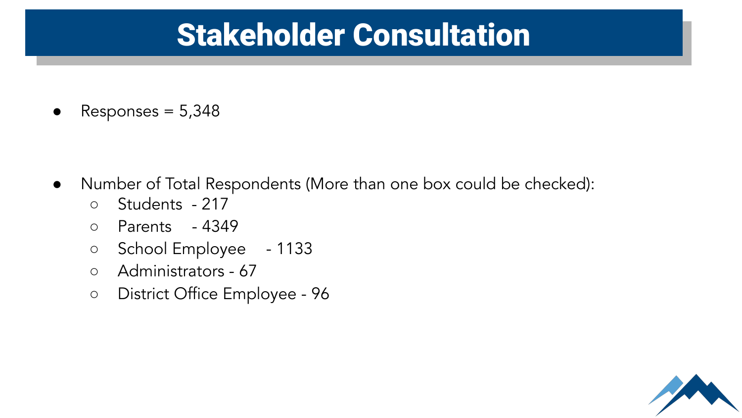# Stakeholder Consultation

- Responses = 5,348

- Number of Total Respondents (More than one box could be checked):
  - Students - 217
  - Parents - 4349
  - School Employee - 1133
  - Administrators - 67
  - District Office Employee - 96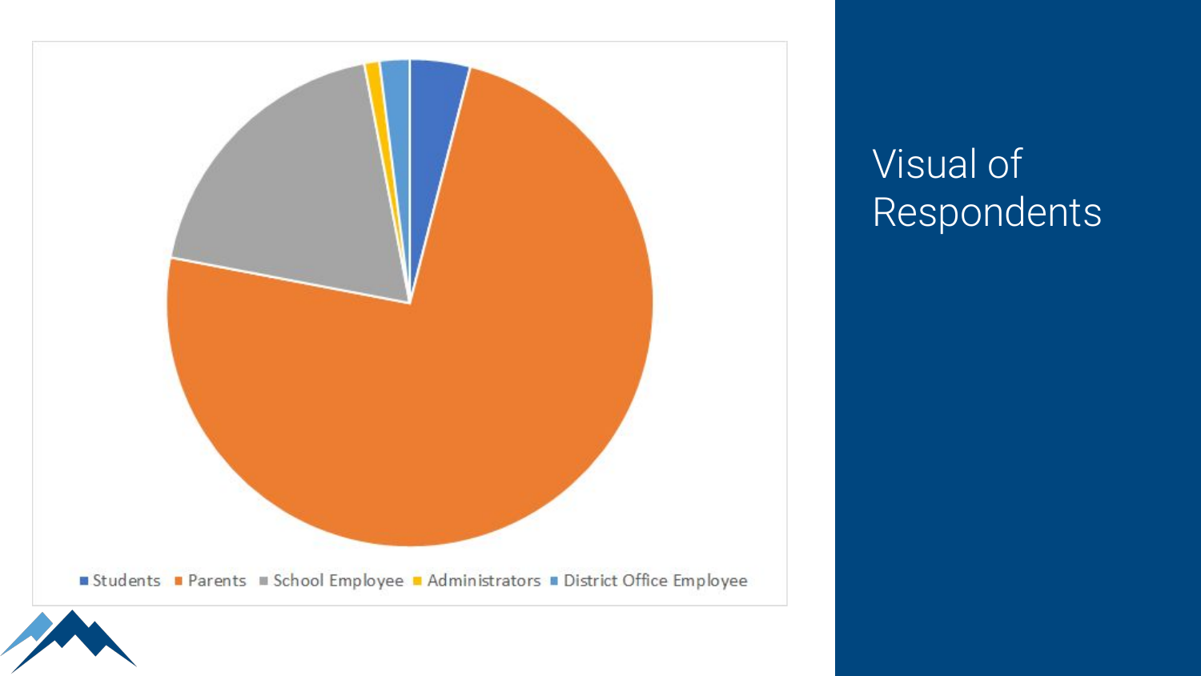# Visual of Respondents

■ Students ■ Parents ■ School Employee ■ Administrators ■ District Office Employee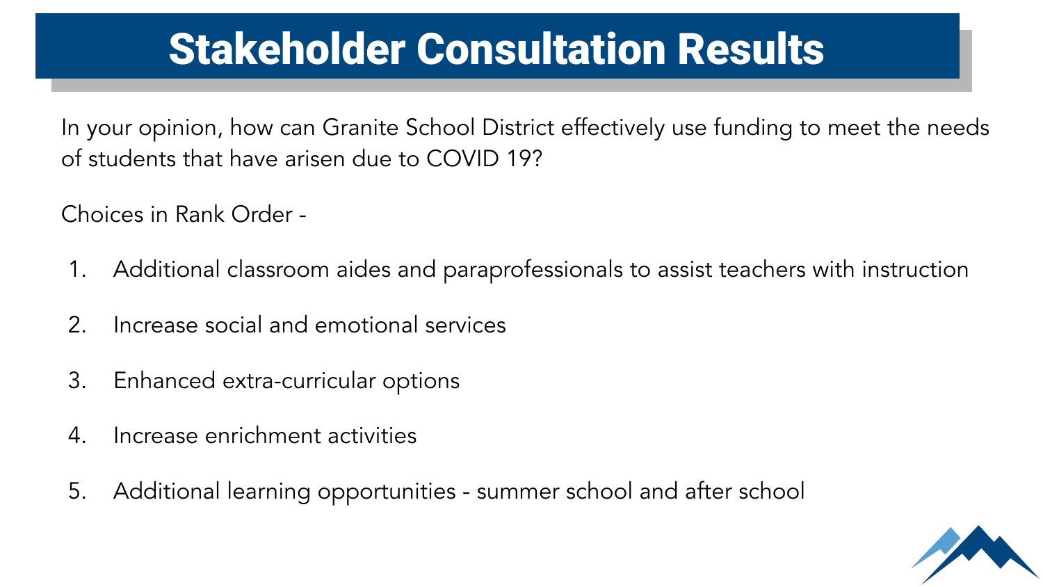# Stakeholder Consultation Results

In your opinion, how can Granite School District effectively use funding to meet the needs of students that have arisen due to COVID 19?

Choices in Rank Order -

1. Additional classroom aides and paraprofessionals to assist teachers with instruction
2. Increase social and emotional services
3. Enhanced extra-curricular options
4. Increase enrichment activities
5. Additional learning opportunities - summer school and after school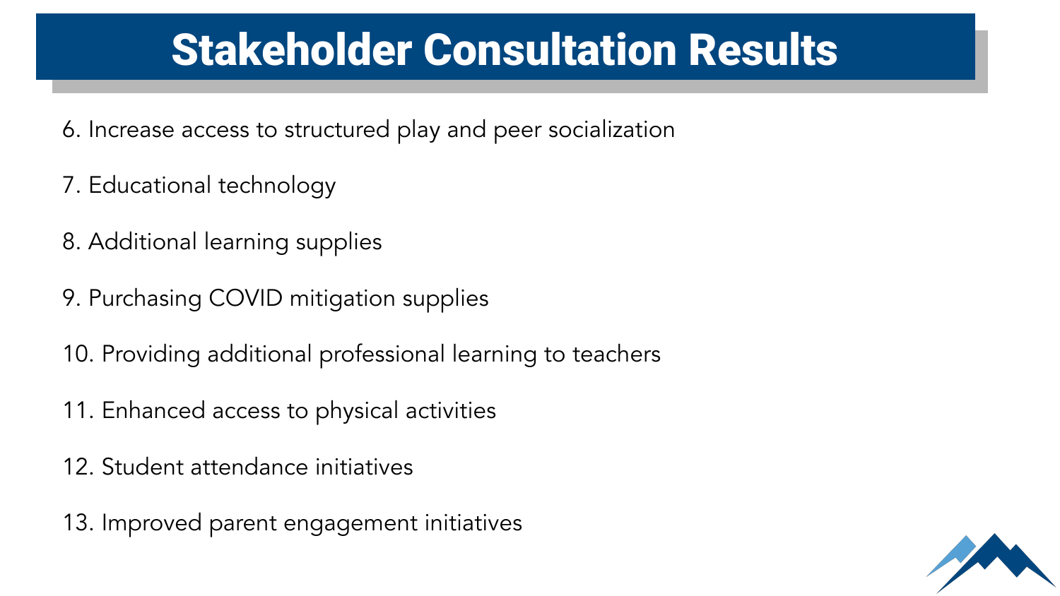# Stakeholder Consultation Results

6. Increase access to structured play and peer socialization
7. Educational technology
8. Additional learning supplies
9. Purchasing COVID mitigation supplies
10. Providing additional professional learning to teachers
11. Enhanced access to physical activities
12. Student attendance initiatives
13. Improved parent engagement initiatives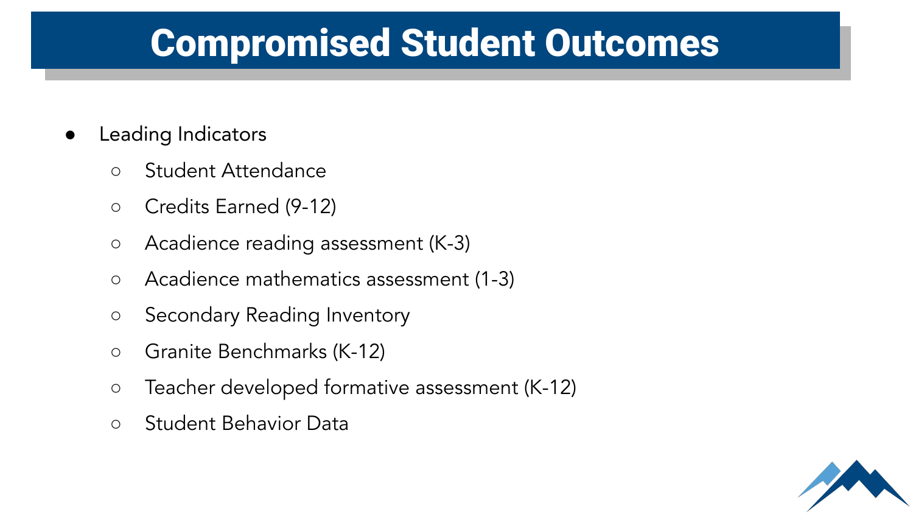# Compromised Student Outcomes

- Leading Indicators
  - Student Attendance
  - Credits Earned (9-12)
  - Acadience reading assessment (K-3)
  - Acadience mathematics assessment (1-3)
  - Secondary Reading Inventory
  - Granite Benchmarks (K-12)
  - Teacher developed formative assessment (K-12)
  - Student Behavior Data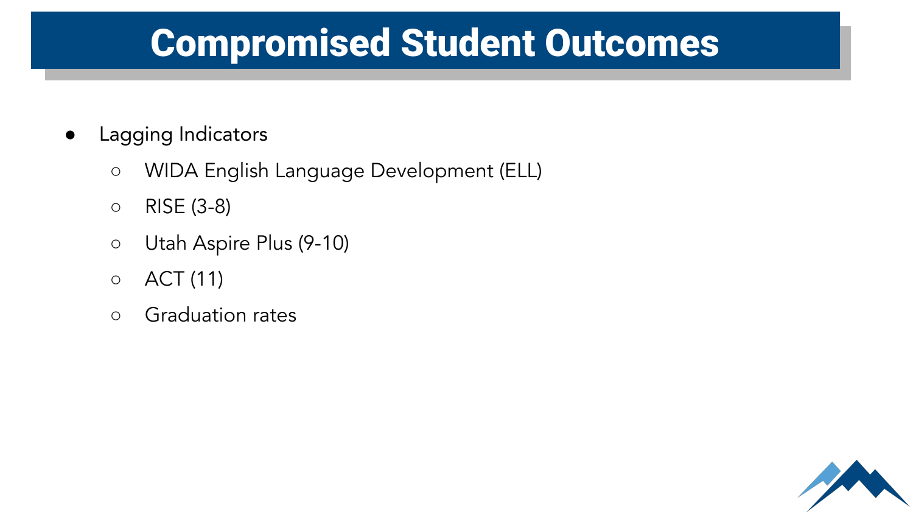# Compromised Student Outcomes

- Lagging Indicators
  - WIDA English Language Development (ELL)
  - RISE (3-8)
  - Utah Aspire Plus (9-10)
  - ACT (11)
  - Graduation rates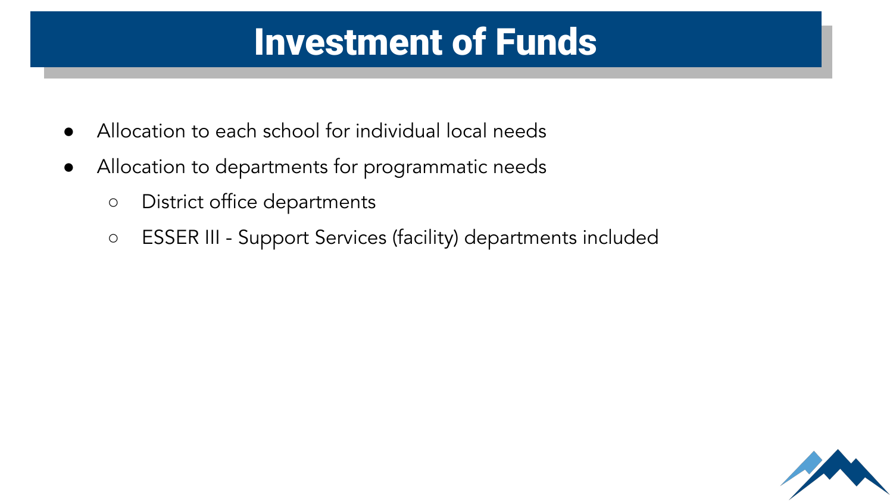# Investment of Funds

- Allocation to each school for individual local needs
- Allocation to departments for programmatic needs
  - District office departments
  - ESSER III - Support Services (facility) departments included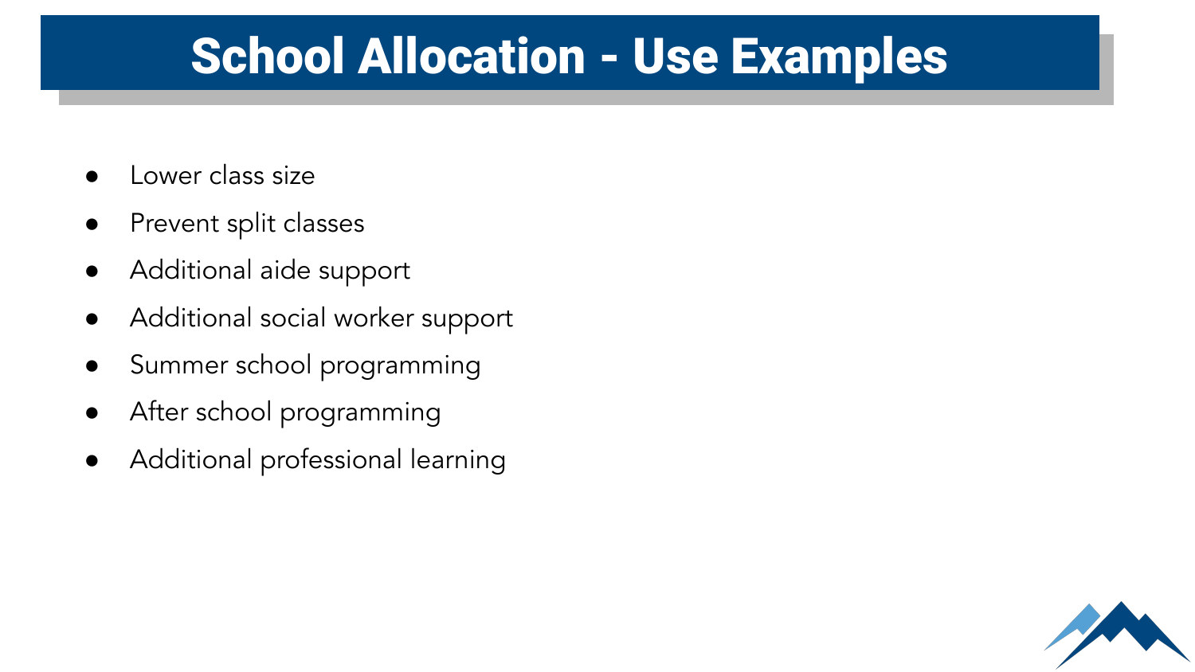# School Allocation - Use Examples

- Lower class size
- Prevent split classes
- Additional aide support
- Additional social worker support
- Summer school programming
- After school programming
- Additional professional learning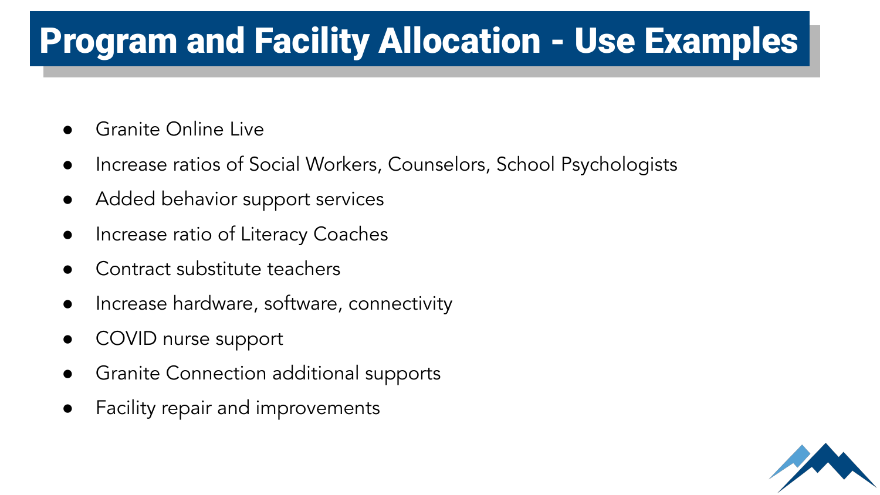# Program and Facility Allocation - Use Examples

- Granite Online Live
- Increase ratios of Social Workers, Counselors, School Psychologists
- Added behavior support services
- Increase ratio of Literacy Coaches
- Contract substitute teachers
- Increase hardware, software, connectivity
- COVID nurse support
- Granite Connection additional supports
- Facility repair and improvements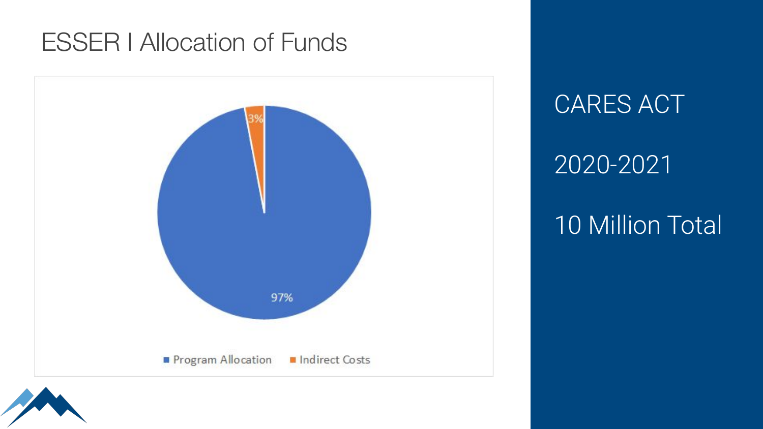# ESSER I Allocation of Funds

3%

97%

Program Allocation | Indirect Costs

CARES ACT

2020-2021

10 Million Total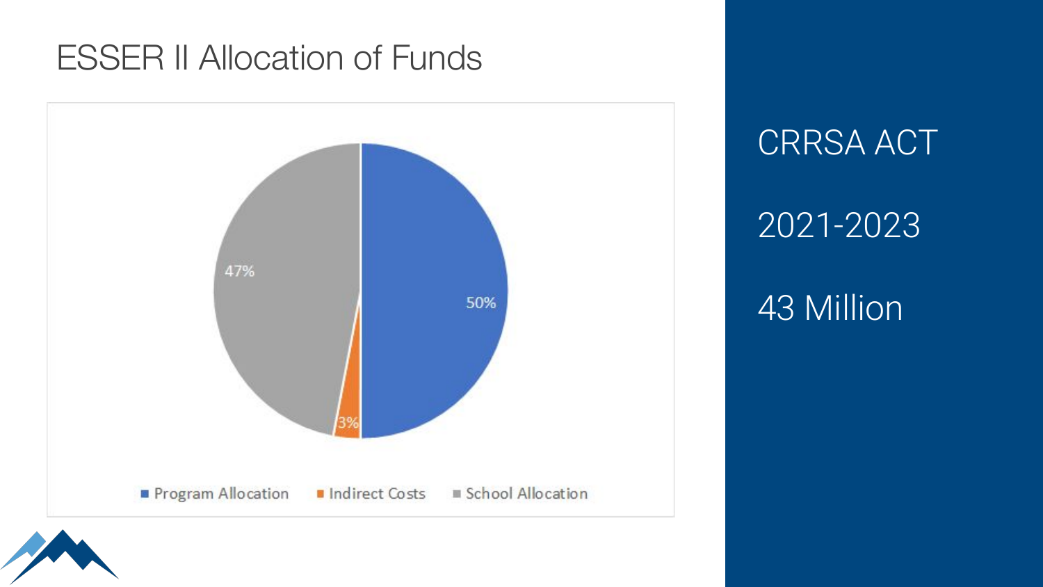# ESSER II Allocation of Funds

| Category | Percentage |
|---|---|
| Program Allocation | 50% |
| Indirect Costs | 3% |
| School Allocation | 47% |

CRRSA ACT

2021-2023

43 Million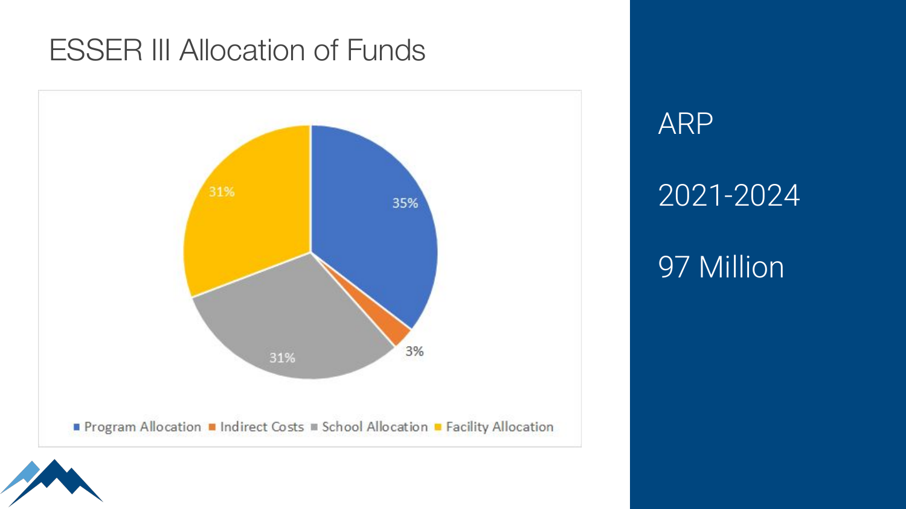# ESSER III Allocation of Funds

| Category | Percentage |
| --- | --- |
| Program Allocation | 35% |
| Indirect Costs | 3% |
| School Allocation | 31% |
| Facility Allocation | 31% |

ARP

2021-2024

97 Million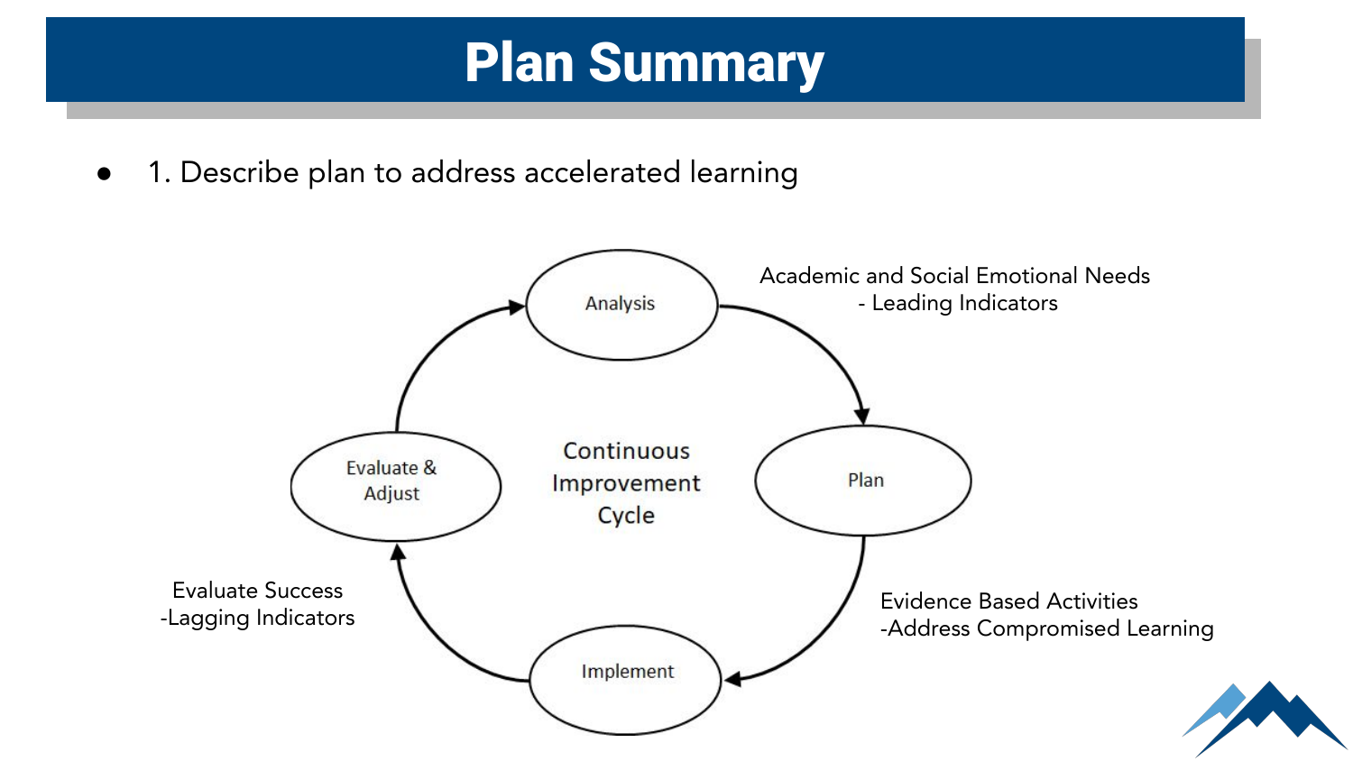# Plan Summary

- 1. Describe plan to address accelerated learning

**Continuous Improvement Cycle**

- **Analysis** → Academic and Social Emotional Needs - Leading Indicators
- **Plan** → Evidence Based Activities -Address Compromised Learning
- **Implement** → Evaluate Success -Lagging Indicators
- **Evaluate & Adjust** → Analysis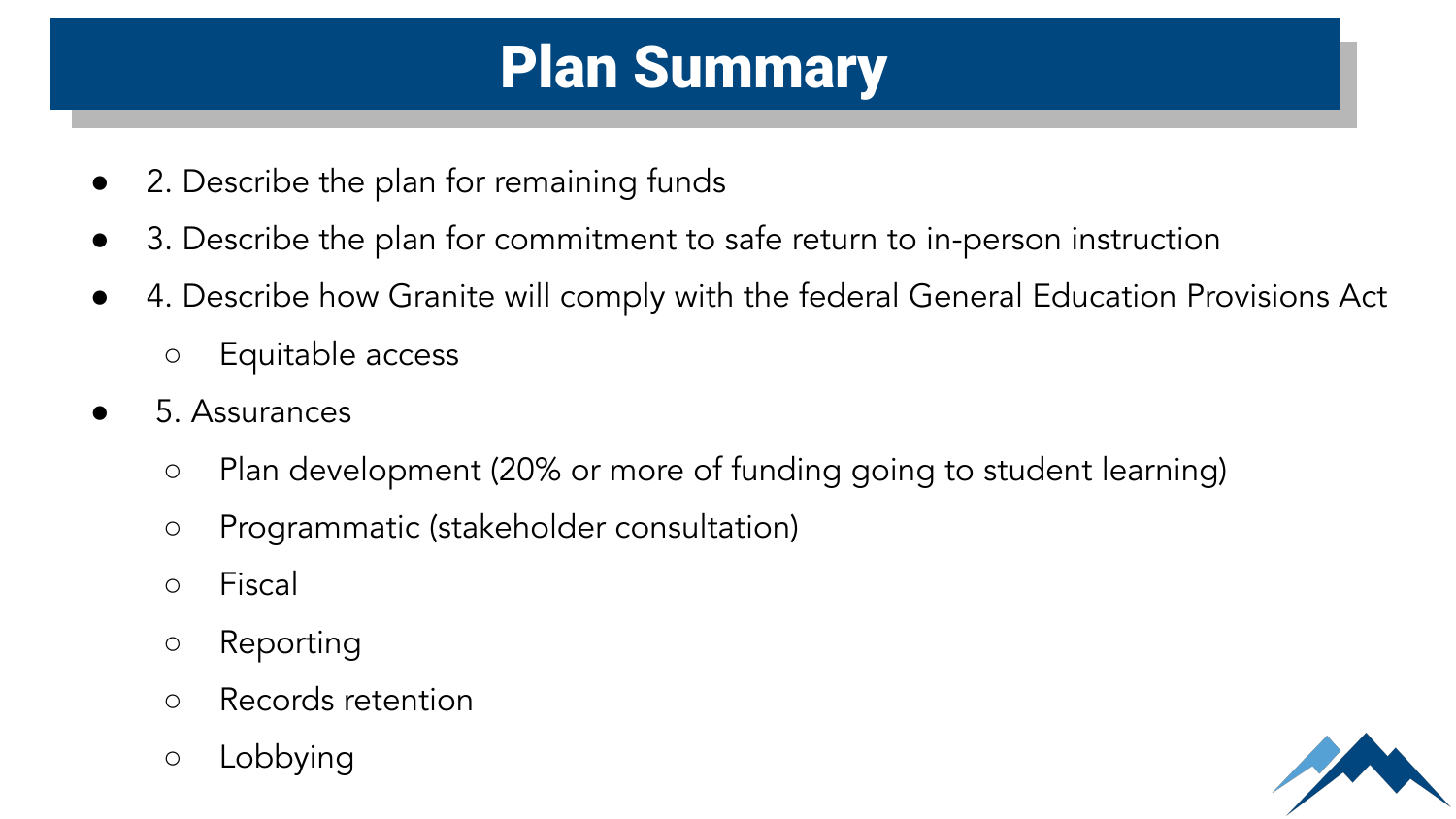# Plan Summary

- 2. Describe the plan for remaining funds
- 3. Describe the plan for commitment to safe return to in-person instruction
- 4. Describe how Granite will comply with the federal General Education Provisions Act
  - Equitable access
- 5. Assurances
  - Plan development (20% or more of funding going to student learning)
  - Programmatic (stakeholder consultation)
  - Fiscal
  - Reporting
  - Records retention
  - Lobbying